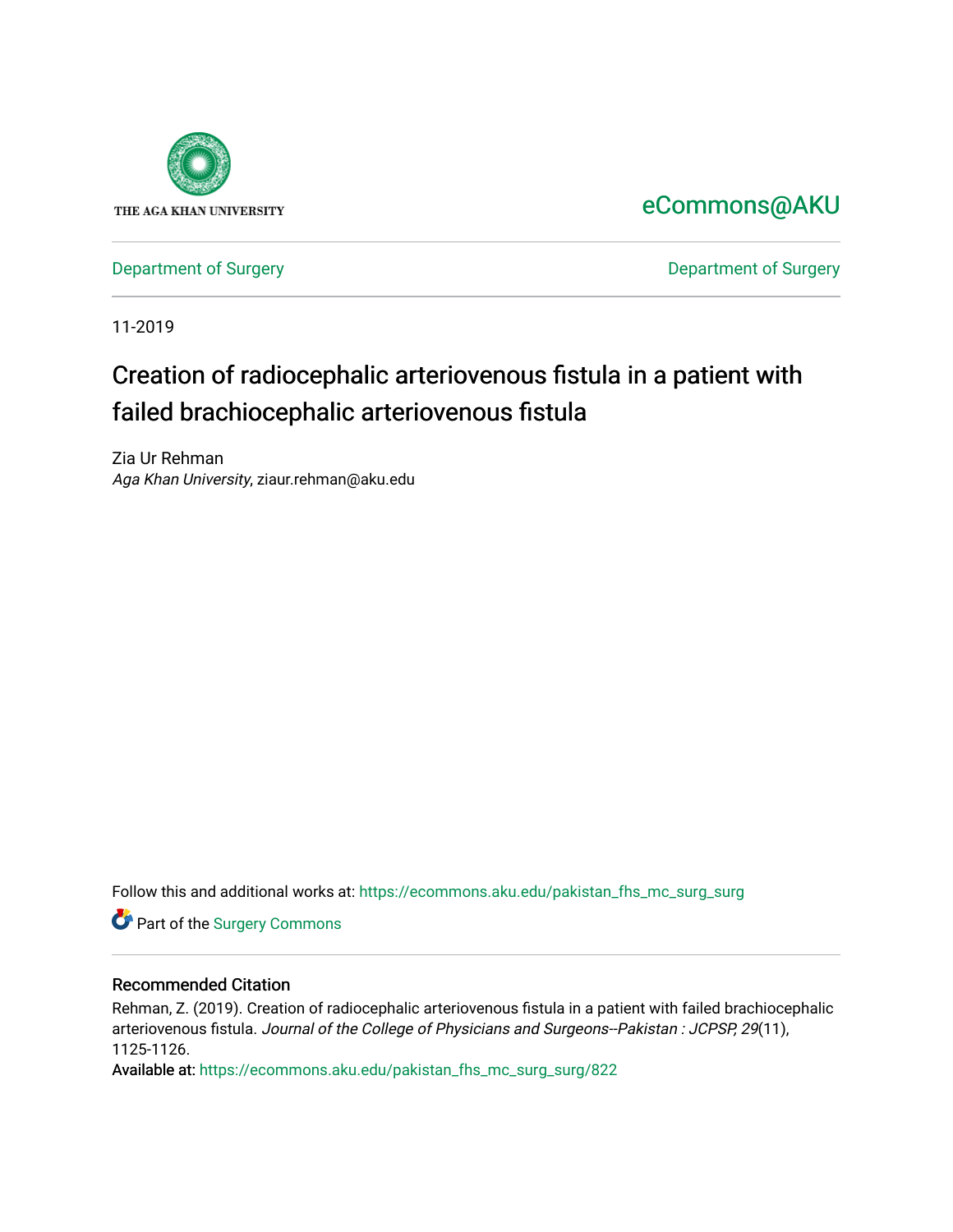THE AGA KHAN UNIVERSITY

eCommons@AKU

Department of Surgery

Department of Surgery

11-2019

# Creation of radiocephalic arteriovenous fistula in a patient with failed brachiocephalic arteriovenous fistula

Zia Ur Rehman
*Aga Khan University*, ziaur.rehman@aku.edu

Follow this and additional works at: https://ecommons.aku.edu/pakistan_fhs_mc_surg_surg

Part of the Surgery Commons

## Recommended Citation

Rehman, Z. (2019). Creation of radiocephalic arteriovenous fistula in a patient with failed brachiocephalic arteriovenous fistula. *Journal of the College of Physicians and Surgeons--Pakistan : JCPSP, 29*(11), 1125-1126.
Available at: https://ecommons.aku.edu/pakistan_fhs_mc_surg_surg/822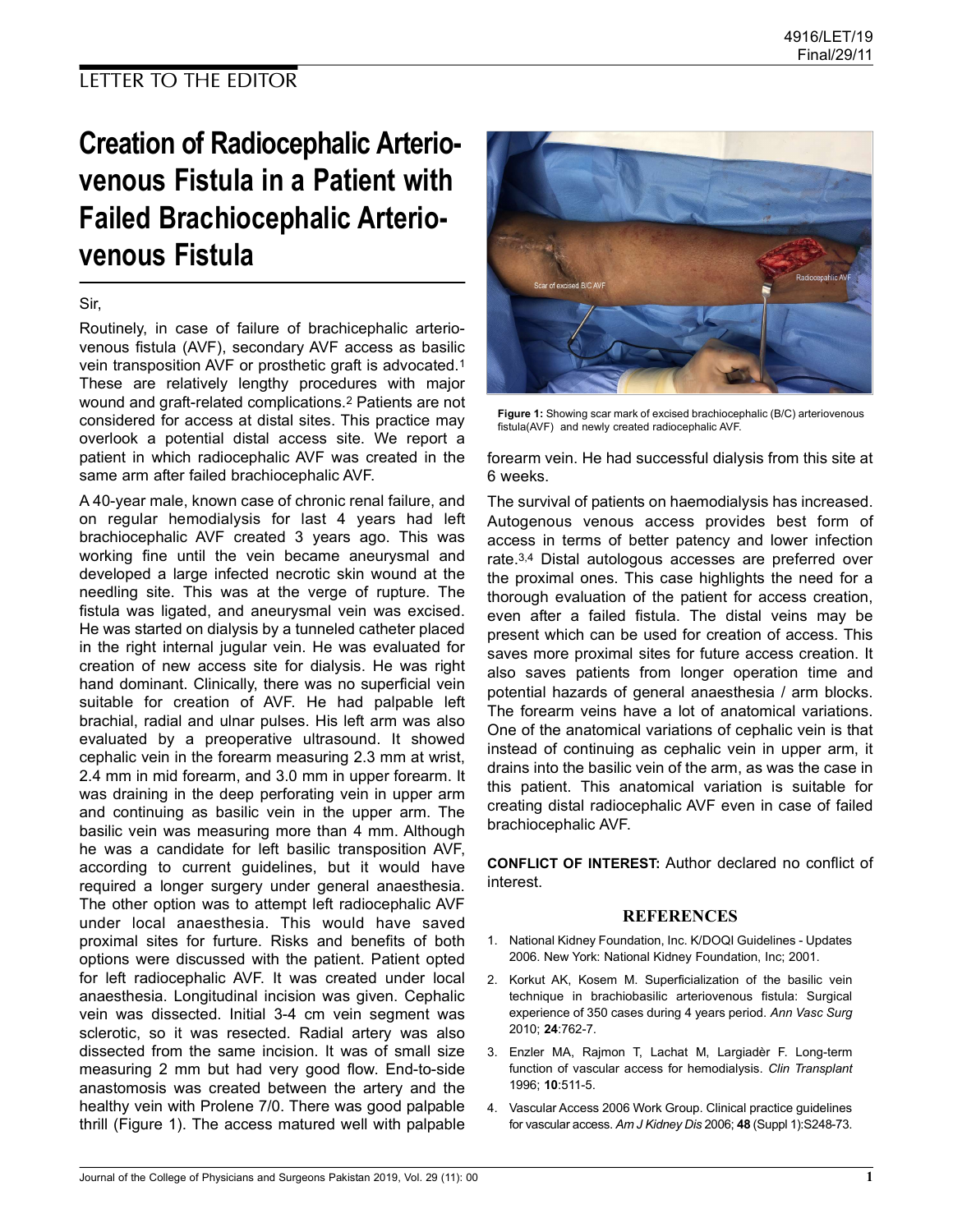LETTER TO THE EDITOR

# Creation of Radiocephalic Arterio-venous Fistula in a Patient with Failed Brachiocephalic Arterio-venous Fistula

Sir,

Routinely, in case of failure of brachicephalic arterio-venous fistula (AVF), secondary AVF access as basilic vein transposition AVF or prosthetic graft is advocated.[1] These are relatively lengthy procedures with major wound and graft-related complications.[2] Patients are not considered for access at distal sites. This practice may overlook a potential distal access site. We report a patient in which radiocephalic AVF was created in the same arm after failed brachiocephalic AVF.

A 40-year male, known case of chronic renal failure, and on regular hemodialysis for last 4 years had left brachiocephalic AVF created 3 years ago. This was working fine until the vein became aneurysmal and developed a large infected necrotic skin wound at the needling site. This was at the verge of rupture. The fistula was ligated, and aneurysmal vein was excised. He was started on dialysis by a tunneled catheter placed in the right internal jugular vein. He was evaluated for creation of new access site for dialysis. He was right hand dominant. Clinically, there was no superficial vein suitable for creation of AVF. He had palpable left brachial, radial and ulnar pulses. His left arm was also evaluated by a preoperative ultrasound. It showed cephalic vein in the forearm measuring 2.3 mm at wrist, 2.4 mm in mid forearm, and 3.0 mm in upper forearm. It was draining in the deep perforating vein in upper arm and continuing as basilic vein in the upper arm. The basilic vein was measuring more than 4 mm. Although he was a candidate for left basilic transposition AVF, according to current guidelines, but it would have required a longer surgery under general anaesthesia. The other option was to attempt left radiocephalic AVF under local anaesthesia. This would have saved proximal sites for furture. Risks and benefits of both options were discussed with the patient. Patient opted for left radiocephalic AVF. It was created under local anaesthesia. Longitudinal incision was given. Cephalic vein was dissected. Initial 3-4 cm vein segment was sclerotic, so it was resected. Radial artery was also dissected from the same incision. It was of small size measuring 2 mm but had very good flow. End-to-side anastomosis was created between the artery and the healthy vein with Prolene 7/0. There was good palpable thrill (Figure 1). The access matured well with palpable forearm vein. He had successful dialysis from this site at 6 weeks.

**Figure 1:** Showing scar mark of excised brachiocephalic (B/C) arteriovenous fistula(AVF) and newly created radiocephalic AVF.

The survival of patients on haemodialysis has increased. Autogenous venous access provides best form of access in terms of better patency and lower infection rate.[3,4] Distal autologous accesses are preferred over the proximal ones. This case highlights the need for a thorough evaluation of the patient for access creation, even after a failed fistula. The distal veins may be present which can be used for creation of access. This saves more proximal sites for future access creation. It also saves patients from longer operation time and potential hazards of general anaesthesia / arm blocks. The forearm veins have a lot of anatomical variations. One of the anatomical variations of cephalic vein is that instead of continuing as cephalic vein in upper arm, it drains into the basilic vein of the arm, as was the case in this patient. This anatomical variation is suitable for creating distal radiocephalic AVF even in case of failed brachiocephalic AVF.

**CONFLICT OF INTEREST:** Author declared no conflict of interest.

## REFERENCES

1. National Kidney Foundation, Inc. K/DOQI Guidelines - Updates 2006. New York: National Kidney Foundation, Inc; 2001.
2. Korkut AK, Kosem M. Superficialization of the basilic vein technique in brachiobasilic arteriovenous fistula: Surgical experience of 350 cases during 4 years period. *Ann Vasc Surg* 2010; **24**:762-7.
3. Enzler MA, Rajmon T, Lachat M, Largiadèr F. Long-term function of vascular access for hemodialysis. *Clin Transplant* 1996; **10**:511-5.
4. Vascular Access 2006 Work Group. Clinical practice guidelines for vascular access. *Am J Kidney Dis* 2006; **48** (Suppl 1):S248-73.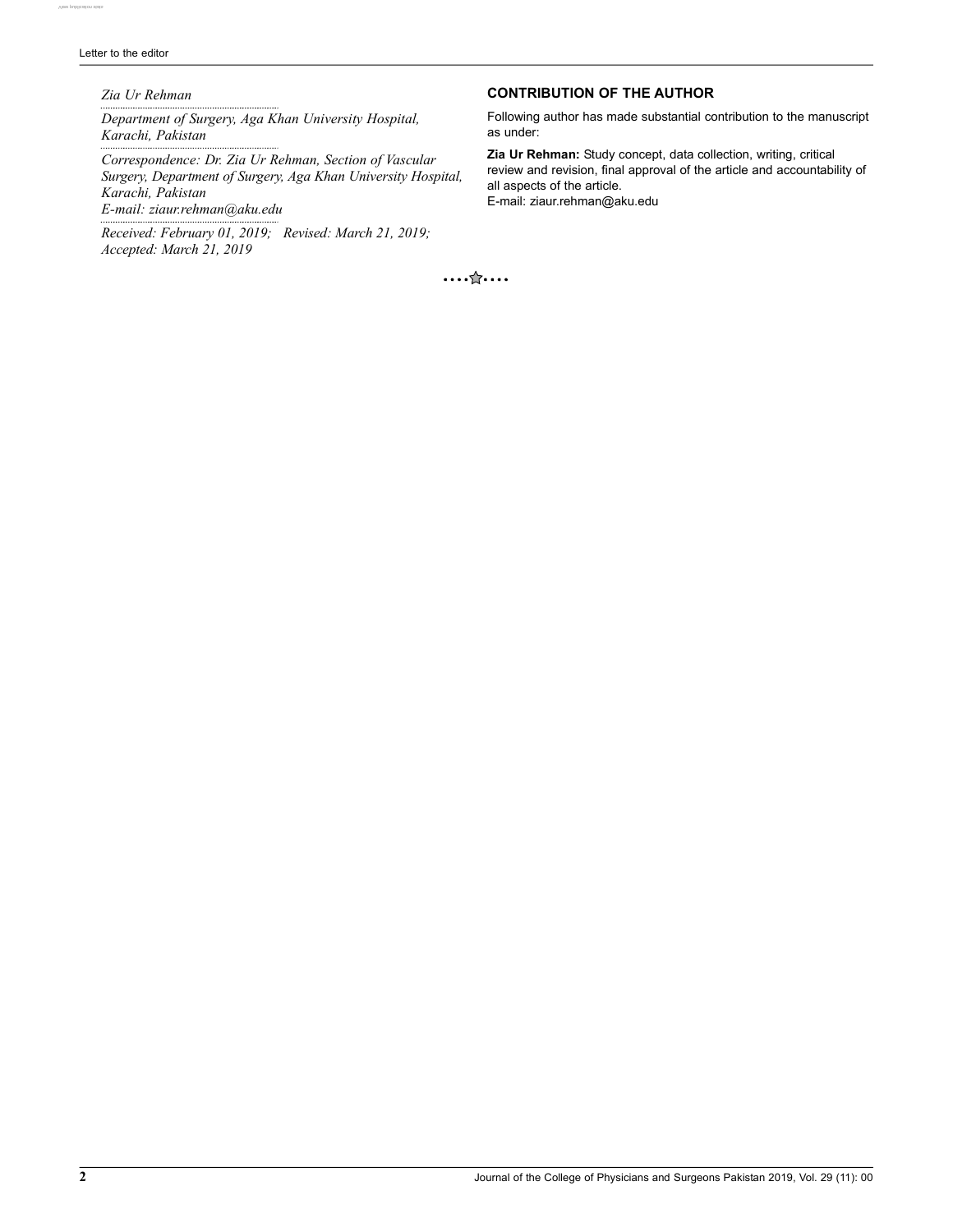*Zia Ur Rehman*

*Department of Surgery, Aga Khan University Hospital, Karachi, Pakistan*

*Correspondence: Dr. Zia Ur Rehman, Section of Vascular Surgery, Department of Surgery, Aga Khan University Hospital, Karachi, Pakistan*
*E-mail: ziaur.rehman@aku.edu*

*Received: February 01, 2019; Revised: March 21, 2019; Accepted: March 21, 2019*

## CONTRIBUTION OF THE AUTHOR

Following author has made substantial contribution to the manuscript as under:

**Zia Ur Rehman:** Study concept, data collection, writing, critical review and revision, final approval of the article and accountability of all aspects of the article.
E-mail: ziaur.rehman@aku.edu